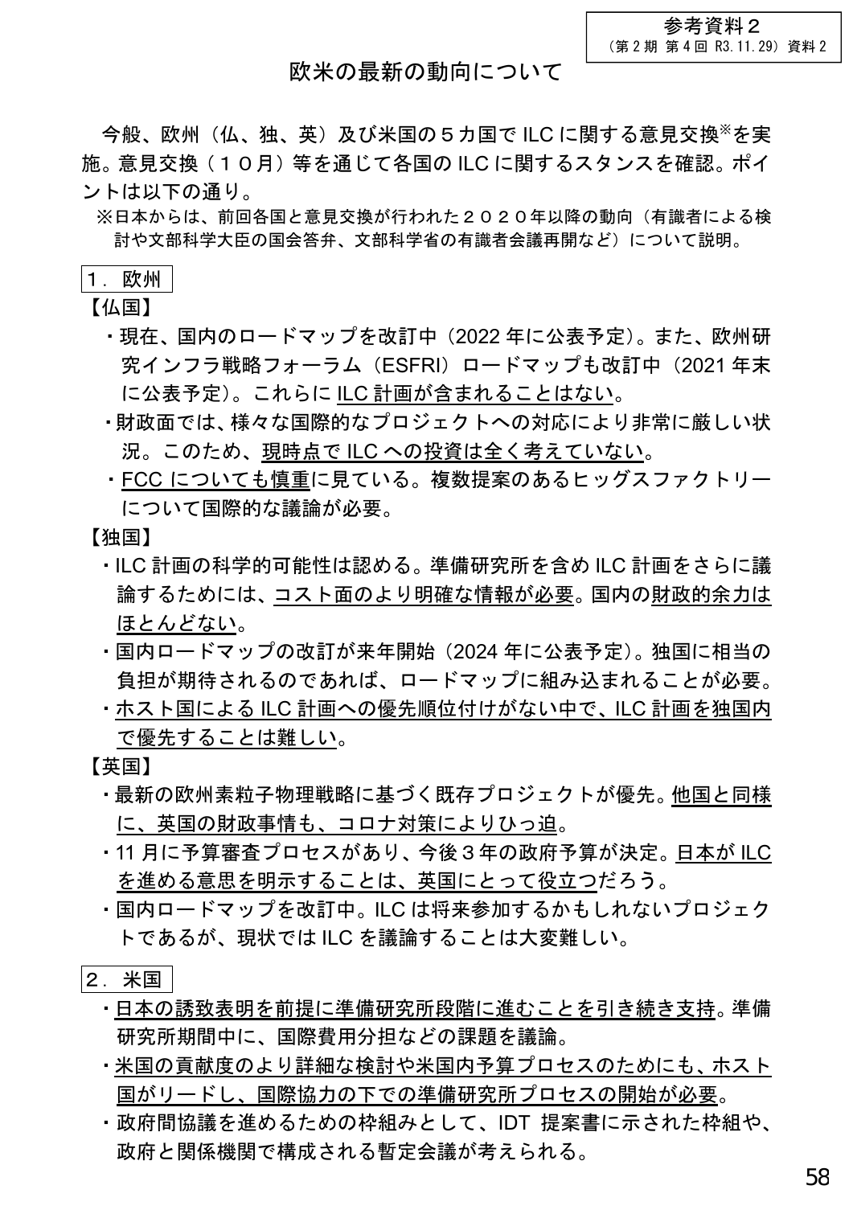参考資料２
（第２期 第４回 R3.11.29）資料２

# 欧米の最新の動向について

今般、欧州（仏、独、英）及び米国の５カ国で ILC に関する意見交換※を実施。意見交換（１０月）等を通じて各国の ILC に関するスタンスを確認。ポイントは以下の通り。

※日本からは、前回各国と意見交換が行われた２０２０年以降の動向（有識者による検討や文部科学大臣の国会答弁、文部科学省の有識者会議再開など）について説明。

## １．欧州

【仏国】

- 現在、国内のロードマップを改訂中（2022 年に公表予定）。また、欧州研究インフラ戦略フォーラム（ESFRI）ロードマップも改訂中（2021 年末に公表予定）。これらに ILC 計画が含まれることはない。
- 財政面では、様々な国際的なプロジェクトへの対応により非常に厳しい状況。このため、現時点で ILC への投資は全く考えていない。
- FCC についても慎重に見ている。複数提案のあるヒッグスファクトリーについて国際的な議論が必要。

【独国】

- ILC 計画の科学的可能性は認める。準備研究所を含め ILC 計画をさらに議論するためには、コスト面のより明確な情報が必要。国内の財政的余力はほとんどない。
- 国内ロードマップの改訂が来年開始（2024 年に公表予定）。独国に相当の負担が期待されるのであれば、ロードマップに組み込まれることが必要。
- ホスト国による ILC 計画への優先順位付けがない中で、ILC 計画を独国内で優先することは難しい。

【英国】

- 最新の欧州素粒子物理戦略に基づく既存プロジェクトが優先。他国と同様に、英国の財政事情も、コロナ対策によりひっ迫。
- 11 月に予算審査プロセスがあり、今後３年の政府予算が決定。日本が ILC を進める意思を明示することは、英国にとって役立つだろう。
- 国内ロードマップを改訂中。ILC は将来参加するかもしれないプロジェクトであるが、現状では ILC を議論することは大変難しい。

## ２．米国

- 日本の誘致表明を前提に準備研究所段階に進むことを引き続き支持。準備研究所期間中に、国際費用分担などの課題を議論。
- 米国の貢献度のより詳細な検討や米国内予算プロセスのためにも、ホスト国がリードし、国際協力の下での準備研究所プロセスの開始が必要。
- 政府間協議を進めるための枠組みとして、IDT 提案書に示された枠組や、政府と関係機関で構成される暫定会議が考えられる。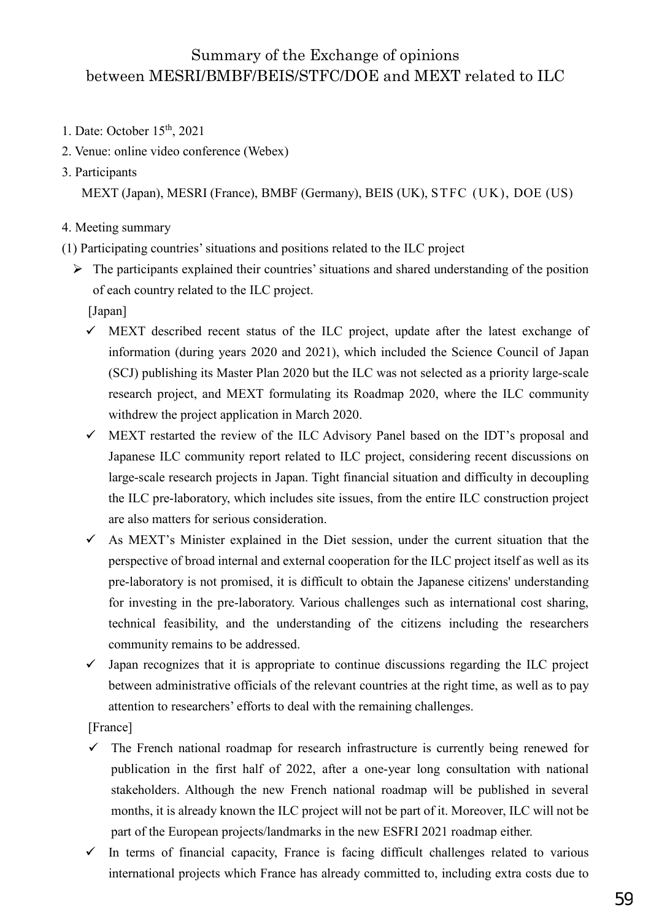# Summary of the Exchange of opinions between MESRI/BMBF/BEIS/STFC/DOE and MEXT related to ILC

1. Date: October 15th, 2021
2. Venue: online video conference (Webex)
3. Participants

   MEXT (Japan), MESRI (France), BMBF (Germany), BEIS (UK), STFC (UK), DOE (US)

4. Meeting summary

(1) Participating countries' situations and positions related to the ILC project

- The participants explained their countries' situations and shared understanding of the position of each country related to the ILC project.

  [Japan]

  - ✓ MEXT described recent status of the ILC project, update after the latest exchange of information (during years 2020 and 2021), which included the Science Council of Japan (SCJ) publishing its Master Plan 2020 but the ILC was not selected as a priority large-scale research project, and MEXT formulating its Roadmap 2020, where the ILC community withdrew the project application in March 2020.
  - ✓ MEXT restarted the review of the ILC Advisory Panel based on the IDT's proposal and Japanese ILC community report related to ILC project, considering recent discussions on large-scale research projects in Japan. Tight financial situation and difficulty in decoupling the ILC pre-laboratory, which includes site issues, from the entire ILC construction project are also matters for serious consideration.
  - ✓ As MEXT's Minister explained in the Diet session, under the current situation that the perspective of broad internal and external cooperation for the ILC project itself as well as its pre-laboratory is not promised, it is difficult to obtain the Japanese citizens' understanding for investing in the pre-laboratory. Various challenges such as international cost sharing, technical feasibility, and the understanding of the citizens including the researchers community remains to be addressed.
  - ✓ Japan recognizes that it is appropriate to continue discussions regarding the ILC project between administrative officials of the relevant countries at the right time, as well as to pay attention to researchers' efforts to deal with the remaining challenges.

  [France]

  - ✓ The French national roadmap for research infrastructure is currently being renewed for publication in the first half of 2022, after a one-year long consultation with national stakeholders. Although the new French national roadmap will be published in several months, it is already known the ILC project will not be part of it. Moreover, ILC will not be part of the European projects/landmarks in the new ESFRI 2021 roadmap either.
  - ✓ In terms of financial capacity, France is facing difficult challenges related to various international projects which France has already committed to, including extra costs due to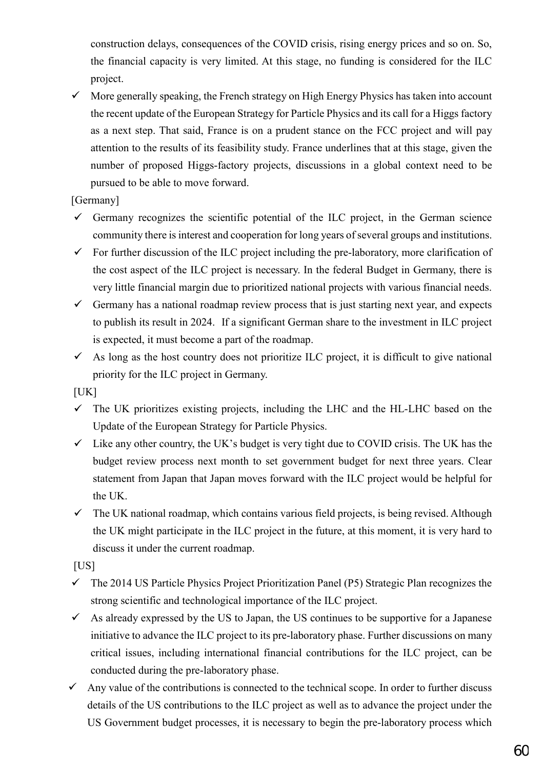construction delays, consequences of the COVID crisis, rising energy prices and so on. So, the financial capacity is very limited. At this stage, no funding is considered for the ILC project.

- ✓ More generally speaking, the French strategy on High Energy Physics has taken into account the recent update of the European Strategy for Particle Physics and its call for a Higgs factory as a next step. That said, France is on a prudent stance on the FCC project and will pay attention to the results of its feasibility study. France underlines that at this stage, given the number of proposed Higgs-factory projects, discussions in a global context need to be pursued to be able to move forward.

[Germany]

- ✓ Germany recognizes the scientific potential of the ILC project, in the German science community there is interest and cooperation for long years of several groups and institutions.
- ✓ For further discussion of the ILC project including the pre-laboratory, more clarification of the cost aspect of the ILC project is necessary. In the federal Budget in Germany, there is very little financial margin due to prioritized national projects with various financial needs.
- ✓ Germany has a national roadmap review process that is just starting next year, and expects to publish its result in 2024. If a significant German share to the investment in ILC project is expected, it must become a part of the roadmap.
- ✓ As long as the host country does not prioritize ILC project, it is difficult to give national priority for the ILC project in Germany.

[UK]

- ✓ The UK prioritizes existing projects, including the LHC and the HL-LHC based on the Update of the European Strategy for Particle Physics.
- ✓ Like any other country, the UK's budget is very tight due to COVID crisis. The UK has the budget review process next month to set government budget for next three years. Clear statement from Japan that Japan moves forward with the ILC project would be helpful for the UK.
- ✓ The UK national roadmap, which contains various field projects, is being revised. Although the UK might participate in the ILC project in the future, at this moment, it is very hard to discuss it under the current roadmap.

[US]

- ✓ The 2014 US Particle Physics Project Prioritization Panel (P5) Strategic Plan recognizes the strong scientific and technological importance of the ILC project.
- ✓ As already expressed by the US to Japan, the US continues to be supportive for a Japanese initiative to advance the ILC project to its pre-laboratory phase. Further discussions on many critical issues, including international financial contributions for the ILC project, can be conducted during the pre-laboratory phase.
- ✓ Any value of the contributions is connected to the technical scope. In order to further discuss details of the US contributions to the ILC project as well as to advance the project under the US Government budget processes, it is necessary to begin the pre-laboratory process which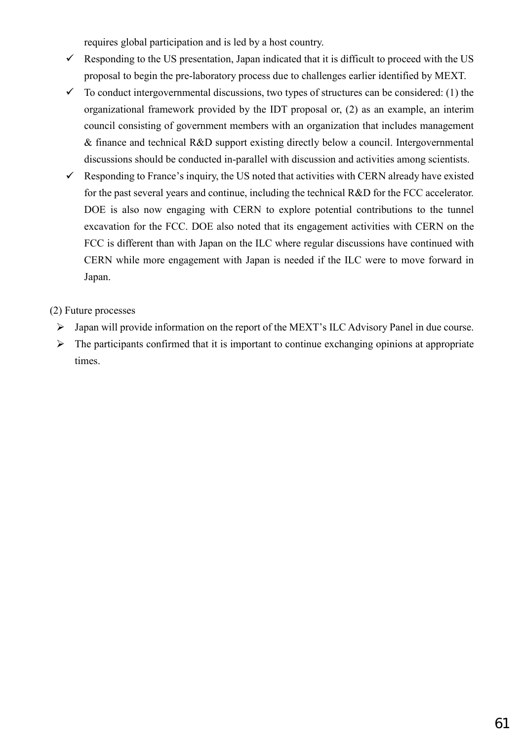requires global participation and is led by a host country.

- ✓ Responding to the US presentation, Japan indicated that it is difficult to proceed with the US proposal to begin the pre-laboratory process due to challenges earlier identified by MEXT.
- ✓ To conduct intergovernmental discussions, two types of structures can be considered: (1) the organizational framework provided by the IDT proposal or, (2) as an example, an interim council consisting of government members with an organization that includes management & finance and technical R&D support existing directly below a council. Intergovernmental discussions should be conducted in-parallel with discussion and activities among scientists.
- ✓ Responding to France's inquiry, the US noted that activities with CERN already have existed for the past several years and continue, including the technical R&D for the FCC accelerator. DOE is also now engaging with CERN to explore potential contributions to the tunnel excavation for the FCC. DOE also noted that its engagement activities with CERN on the FCC is different than with Japan on the ILC where regular discussions have continued with CERN while more engagement with Japan is needed if the ILC were to move forward in Japan.

(2) Future processes

- ➢ Japan will provide information on the report of the MEXT's ILC Advisory Panel in due course.
- ➢ The participants confirmed that it is important to continue exchanging opinions at appropriate times.